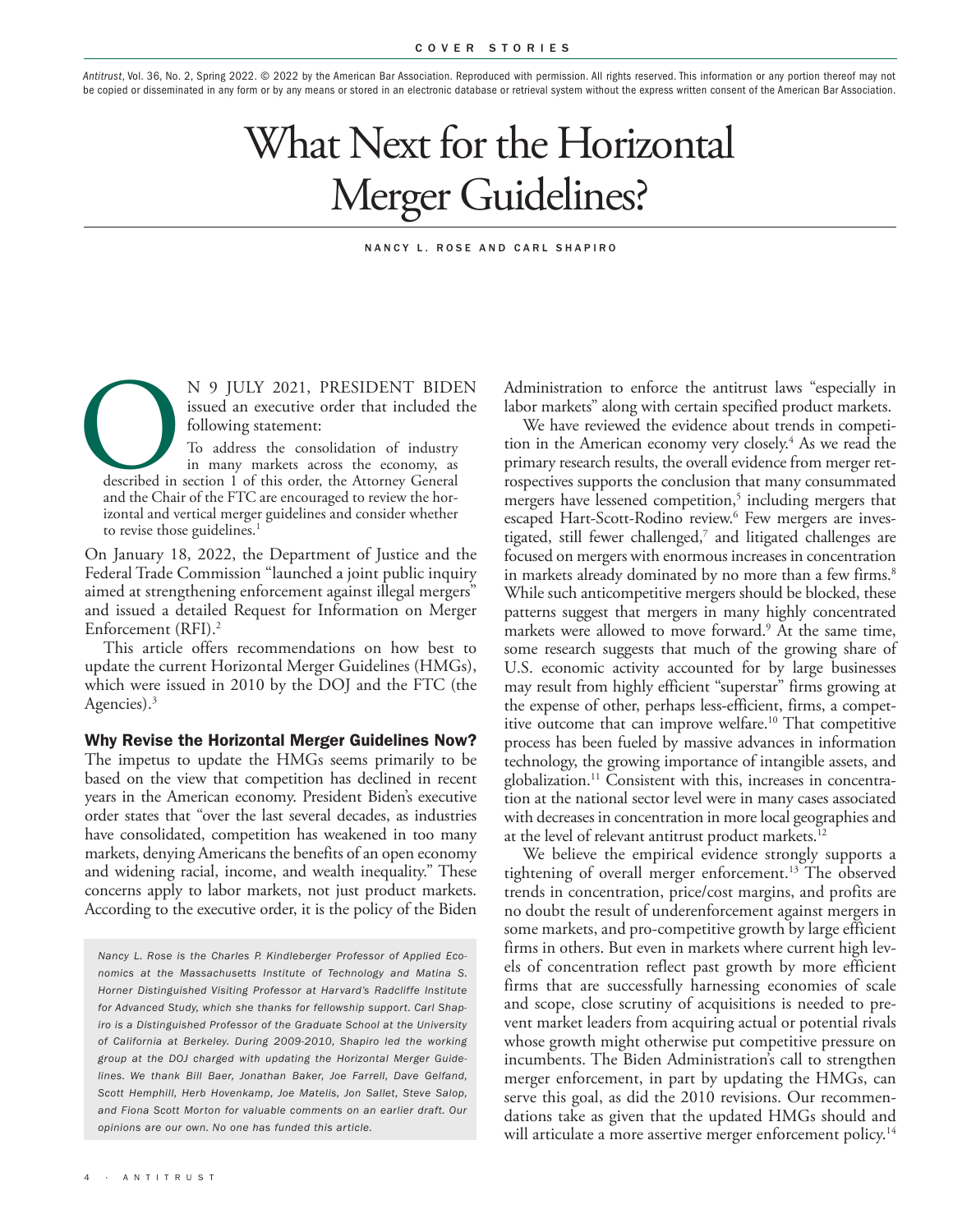*Antitrust*, Vol. 36, No. 2, Spring 2022. © 2022 by the American Bar Association. Reproduced with permission. All rights reserved. This information or any portion thereof may not be copied or disseminated in any form or by any means or stored in an electronic database or retrieval system without the express written consent of the American Bar Association.

# What Next for the Horizontal Merger Guidelines?

NANCY L. ROSE AND CARL SHAPIRO

ON 9 JULY 2021, PRESIDENT BIDEN issued an executive order that included the following statement:

> To address the consolidation of industry in many markets across the economy, as described in section 1 of this order, the Attorney General and the Chair of the FTC are encouraged to review the horizontal and vertical merger guidelines and consider whether to revise those guidelines.[1]

On January 18, 2022, the Department of Justice and the Federal Trade Commission "launched a joint public inquiry aimed at strengthening enforcement against illegal mergers" and issued a detailed Request for Information on Merger Enforcement (RFI).[2]

This article offers recommendations on how best to update the current Horizontal Merger Guidelines (HMGs), which were issued in 2010 by the DOJ and the FTC (the Agencies).[3]

## Why Revise the Horizontal Merger Guidelines Now?

The impetus to update the HMGs seems primarily to be based on the view that competition has declined in recent years in the American economy. President Biden's executive order states that "over the last several decades, as industries have consolidated, competition has weakened in too many markets, denying Americans the benefits of an open economy and widening racial, income, and wealth inequality." These concerns apply to labor markets, not just product markets. According to the executive order, it is the policy of the Biden Administration to enforce the antitrust laws "especially in labor markets" along with certain specified product markets.

We have reviewed the evidence about trends in competition in the American economy very closely.[4] As we read the primary research results, the overall evidence from merger retrospectives supports the conclusion that many consummated mergers have lessened competition,[5] including mergers that escaped Hart-Scott-Rodino review.[6] Few mergers are investigated, still fewer challenged,[7] and litigated challenges are focused on mergers with enormous increases in concentration in markets already dominated by no more than a few firms.[8] While such anticompetitive mergers should be blocked, these patterns suggest that mergers in many highly concentrated markets were allowed to move forward.[9] At the same time, some research suggests that much of the growing share of U.S. economic activity accounted for by large businesses may result from highly efficient "superstar" firms growing at the expense of other, perhaps less-efficient, firms, a competitive outcome that can improve welfare.[10] That competitive process has been fueled by massive advances in information technology, the growing importance of intangible assets, and globalization.[11] Consistent with this, increases in concentration at the national sector level were in many cases associated with decreases in concentration in more local geographies and at the level of relevant antitrust product markets.[12]

We believe the empirical evidence strongly supports a tightening of overall merger enforcement.[13] The observed trends in concentration, price/cost margins, and profits are no doubt the result of underenforcement against mergers in some markets, and pro-competitive growth by large efficient firms in others. But even in markets where current high levels of concentration reflect past growth by more efficient firms that are successfully harnessing economies of scale and scope, close scrutiny of acquisitions is needed to prevent market leaders from acquiring actual or potential rivals whose growth might otherwise put competitive pressure on incumbents. The Biden Administration's call to strengthen merger enforcement, in part by updating the HMGs, can serve this goal, as did the 2010 revisions. Our recommendations take as given that the updated HMGs should and will articulate a more assertive merger enforcement policy.[14]

*Nancy L. Rose is the Charles P. Kindleberger Professor of Applied Economics at the Massachusetts Institute of Technology and Matina S. Horner Distinguished Visiting Professor at Harvard's Radcliffe Institute for Advanced Study, which she thanks for fellowship support. Carl Shapiro is a Distinguished Professor of the Graduate School at the University of California at Berkeley. During 2009-2010, Shapiro led the working group at the DOJ charged with updating the Horizontal Merger Guidelines. We thank Bill Baer, Jonathan Baker, Joe Farrell, Dave Gelfand, Scott Hemphill, Herb Hovenkamp, Joe Matelis, Jon Sallet, Steve Salop, and Fiona Scott Morton for valuable comments on an earlier draft. Our opinions are our own. No one has funded this article.*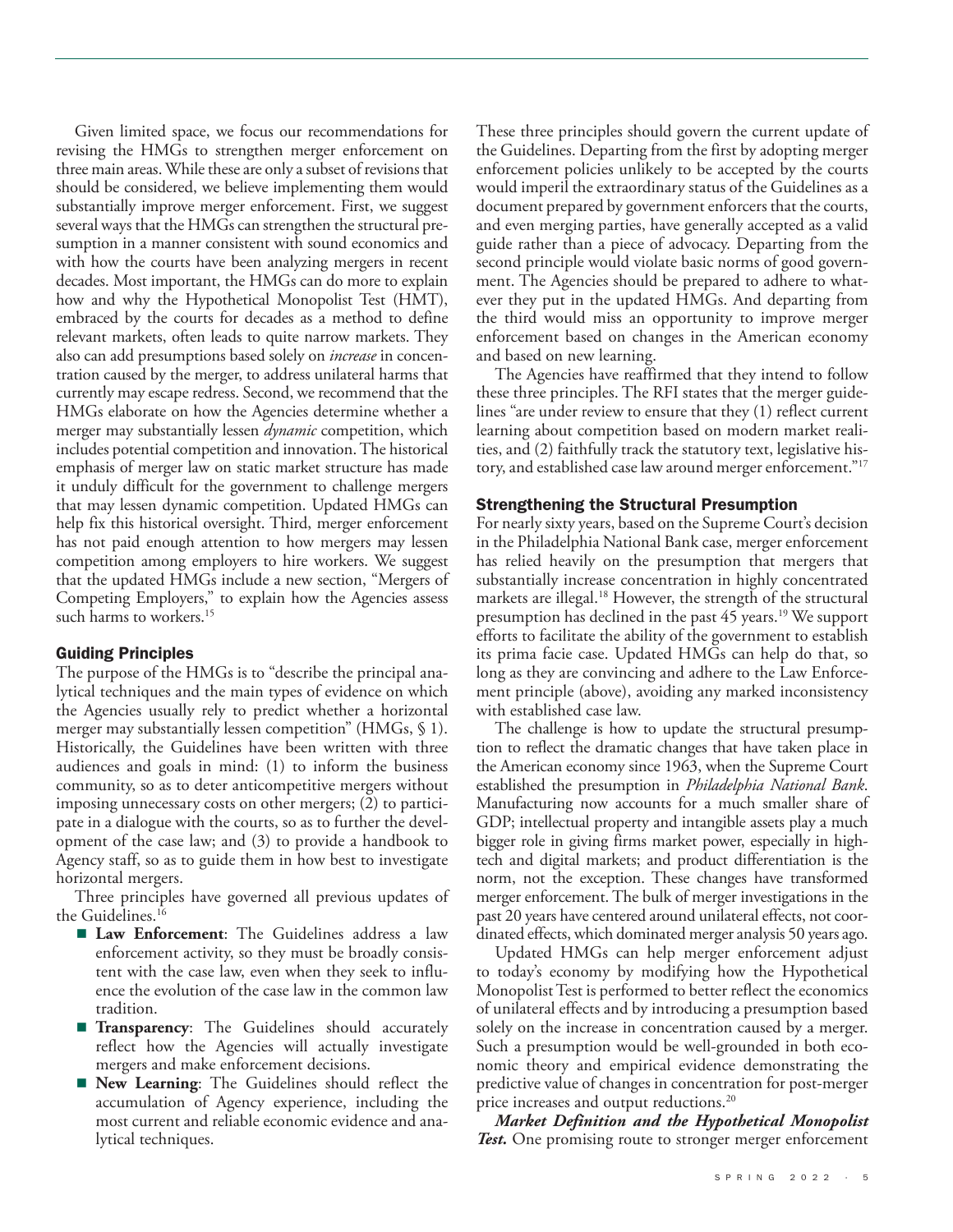Given limited space, we focus our recommendations for revising the HMGs to strengthen merger enforcement on three main areas. While these are only a subset of revisions that should be considered, we believe implementing them would substantially improve merger enforcement. First, we suggest several ways that the HMGs can strengthen the structural presumption in a manner consistent with sound economics and with how the courts have been analyzing mergers in recent decades. Most important, the HMGs can do more to explain how and why the Hypothetical Monopolist Test (HMT), embraced by the courts for decades as a method to define relevant markets, often leads to quite narrow markets. They also can add presumptions based solely on *increase* in concentration caused by the merger, to address unilateral harms that currently may escape redress. Second, we recommend that the HMGs elaborate on how the Agencies determine whether a merger may substantially lessen *dynamic* competition, which includes potential competition and innovation. The historical emphasis of merger law on static market structure has made it unduly difficult for the government to challenge mergers that may lessen dynamic competition. Updated HMGs can help fix this historical oversight. Third, merger enforcement has not paid enough attention to how mergers may lessen competition among employers to hire workers. We suggest that the updated HMGs include a new section, "Mergers of Competing Employers," to explain how the Agencies assess such harms to workers.[15]

## Guiding Principles

The purpose of the HMGs is to "describe the principal analytical techniques and the main types of evidence on which the Agencies usually rely to predict whether a horizontal merger may substantially lessen competition" (HMGs, § 1). Historically, the Guidelines have been written with three audiences and goals in mind: (1) to inform the business community, so as to deter anticompetitive mergers without imposing unnecessary costs on other mergers; (2) to participate in a dialogue with the courts, so as to further the development of the case law; and (3) to provide a handbook to Agency staff, so as to guide them in how best to investigate horizontal mergers.

Three principles have governed all previous updates of the Guidelines.[16]

- **Law Enforcement**: The Guidelines address a law enforcement activity, so they must be broadly consistent with the case law, even when they seek to influence the evolution of the case law in the common law tradition.
- **Transparency**: The Guidelines should accurately reflect how the Agencies will actually investigate mergers and make enforcement decisions.
- **New Learning**: The Guidelines should reflect the accumulation of Agency experience, including the most current and reliable economic evidence and analytical techniques.

These three principles should govern the current update of the Guidelines. Departing from the first by adopting merger enforcement policies unlikely to be accepted by the courts would imperil the extraordinary status of the Guidelines as a document prepared by government enforcers that the courts, and even merging parties, have generally accepted as a valid guide rather than a piece of advocacy. Departing from the second principle would violate basic norms of good government. The Agencies should be prepared to adhere to whatever they put in the updated HMGs. And departing from the third would miss an opportunity to improve merger enforcement based on changes in the American economy and based on new learning.

The Agencies have reaffirmed that they intend to follow these three principles. The RFI states that the merger guidelines "are under review to ensure that they (1) reflect current learning about competition based on modern market realities, and (2) faithfully track the statutory text, legislative history, and established case law around merger enforcement."[17]

## Strengthening the Structural Presumption

For nearly sixty years, based on the Supreme Court's decision in the Philadelphia National Bank case, merger enforcement has relied heavily on the presumption that mergers that substantially increase concentration in highly concentrated markets are illegal.[18] However, the strength of the structural presumption has declined in the past 45 years.[19] We support efforts to facilitate the ability of the government to establish its prima facie case. Updated HMGs can help do that, so long as they are convincing and adhere to the Law Enforcement principle (above), avoiding any marked inconsistency with established case law.

The challenge is how to update the structural presumption to reflect the dramatic changes that have taken place in the American economy since 1963, when the Supreme Court established the presumption in *Philadelphia National Bank*. Manufacturing now accounts for a much smaller share of GDP; intellectual property and intangible assets play a much bigger role in giving firms market power, especially in high-tech and digital markets; and product differentiation is the norm, not the exception. These changes have transformed merger enforcement. The bulk of merger investigations in the past 20 years have centered around unilateral effects, not coordinated effects, which dominated merger analysis 50 years ago.

Updated HMGs can help merger enforcement adjust to today's economy by modifying how the Hypothetical Monopolist Test is performed to better reflect the economics of unilateral effects and by introducing a presumption based solely on the increase in concentration caused by a merger. Such a presumption would be well-grounded in both economic theory and empirical evidence demonstrating the predictive value of changes in concentration for post-merger price increases and output reductions.[20]

***Market Definition and the Hypothetical Monopolist Test.*** One promising route to stronger merger enforcement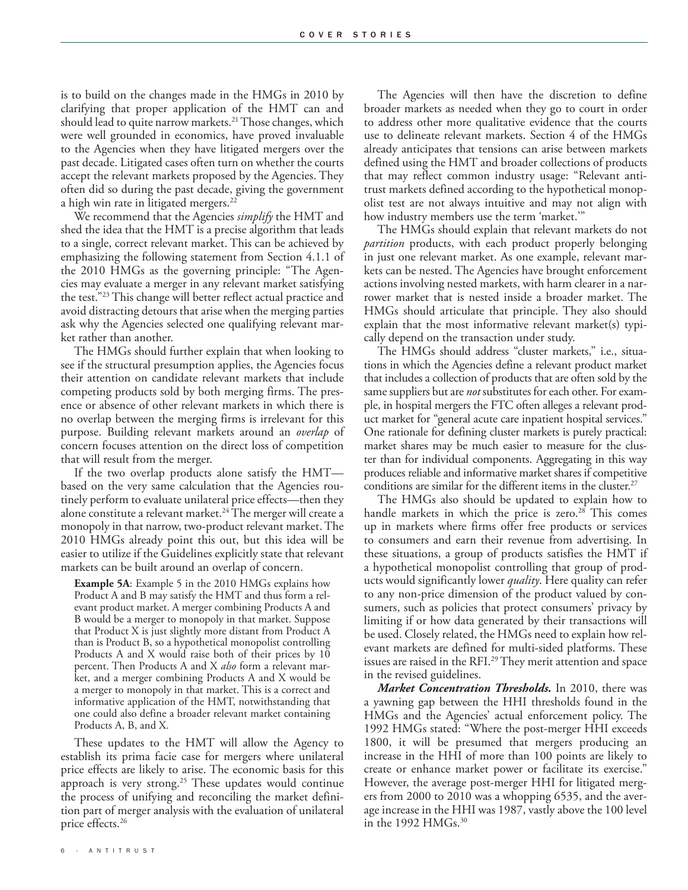is to build on the changes made in the HMGs in 2010 by clarifying that proper application of the HMT can and should lead to quite narrow markets.[21] Those changes, which were well grounded in economics, have proved invaluable to the Agencies when they have litigated mergers over the past decade. Litigated cases often turn on whether the courts accept the relevant markets proposed by the Agencies. They often did so during the past decade, giving the government a high win rate in litigated mergers.[22]

We recommend that the Agencies *simplify* the HMT and shed the idea that the HMT is a precise algorithm that leads to a single, correct relevant market. This can be achieved by emphasizing the following statement from Section 4.1.1 of the 2010 HMGs as the governing principle: "The Agencies may evaluate a merger in any relevant market satisfying the test."[23] This change will better reflect actual practice and avoid distracting detours that arise when the merging parties ask why the Agencies selected one qualifying relevant market rather than another.

The HMGs should further explain that when looking to see if the structural presumption applies, the Agencies focus their attention on candidate relevant markets that include competing products sold by both merging firms. The presence or absence of other relevant markets in which there is no overlap between the merging firms is irrelevant for this purpose. Building relevant markets around an *overlap* of concern focuses attention on the direct loss of competition that will result from the merger.

If the two overlap products alone satisfy the HMT—based on the very same calculation that the Agencies routinely perform to evaluate unilateral price effects—then they alone constitute a relevant market.[24] The merger will create a monopoly in that narrow, two-product relevant market. The 2010 HMGs already point this out, but this idea will be easier to utilize if the Guidelines explicitly state that relevant markets can be built around an overlap of concern.

> **Example 5A**: Example 5 in the 2010 HMGs explains how Product A and B may satisfy the HMT and thus form a relevant product market. A merger combining Products A and B would be a merger to monopoly in that market. Suppose that Product X is just slightly more distant from Product A than is Product B, so a hypothetical monopolist controlling Products A and X would raise both of their prices by 10 percent. Then Products A and X *also* form a relevant market, and a merger combining Products A and X would be a merger to monopoly in that market. This is a correct and informative application of the HMT, notwithstanding that one could also define a broader relevant market containing Products A, B, and X.

These updates to the HMT will allow the Agency to establish its prima facie case for mergers where unilateral price effects are likely to arise. The economic basis for this approach is very strong.[25] These updates would continue the process of unifying and reconciling the market definition part of merger analysis with the evaluation of unilateral price effects.[26]

The Agencies will then have the discretion to define broader markets as needed when they go to court in order to address other more qualitative evidence that the courts use to delineate relevant markets. Section 4 of the HMGs already anticipates that tensions can arise between markets defined using the HMT and broader collections of products that may reflect common industry usage: "Relevant antitrust markets defined according to the hypothetical monopolist test are not always intuitive and may not align with how industry members use the term 'market.'"

The HMGs should explain that relevant markets do not *partition* products, with each product properly belonging in just one relevant market. As one example, relevant markets can be nested. The Agencies have brought enforcement actions involving nested markets, with harm clearer in a narrower market that is nested inside a broader market. The HMGs should articulate that principle. They also should explain that the most informative relevant market(s) typically depend on the transaction under study.

The HMGs should address "cluster markets," i.e., situations in which the Agencies define a relevant product market that includes a collection of products that are often sold by the same suppliers but are *not* substitutes for each other. For example, in hospital mergers the FTC often alleges a relevant product market for "general acute care inpatient hospital services." One rationale for defining cluster markets is purely practical: market shares may be much easier to measure for the cluster than for individual components. Aggregating in this way produces reliable and informative market shares if competitive conditions are similar for the different items in the cluster.[27]

The HMGs also should be updated to explain how to handle markets in which the price is zero.[28] This comes up in markets where firms offer free products or services to consumers and earn their revenue from advertising. In these situations, a group of products satisfies the HMT if a hypothetical monopolist controlling that group of products would significantly lower *quality*. Here quality can refer to any non-price dimension of the product valued by consumers, such as policies that protect consumers' privacy by limiting if or how data generated by their transactions will be used. Closely related, the HMGs need to explain how relevant markets are defined for multi-sided platforms. These issues are raised in the RFI.[29] They merit attention and space in the revised guidelines.

***Market Concentration Thresholds.*** In 2010, there was a yawning gap between the HHI thresholds found in the HMGs and the Agencies' actual enforcement policy. The 1992 HMGs stated: "Where the post-merger HHI exceeds 1800, it will be presumed that mergers producing an increase in the HHI of more than 100 points are likely to create or enhance market power or facilitate its exercise." However, the average post-merger HHI for litigated mergers from 2000 to 2010 was a whopping 6535, and the average increase in the HHI was 1987, vastly above the 100 level in the 1992 HMGs.[30]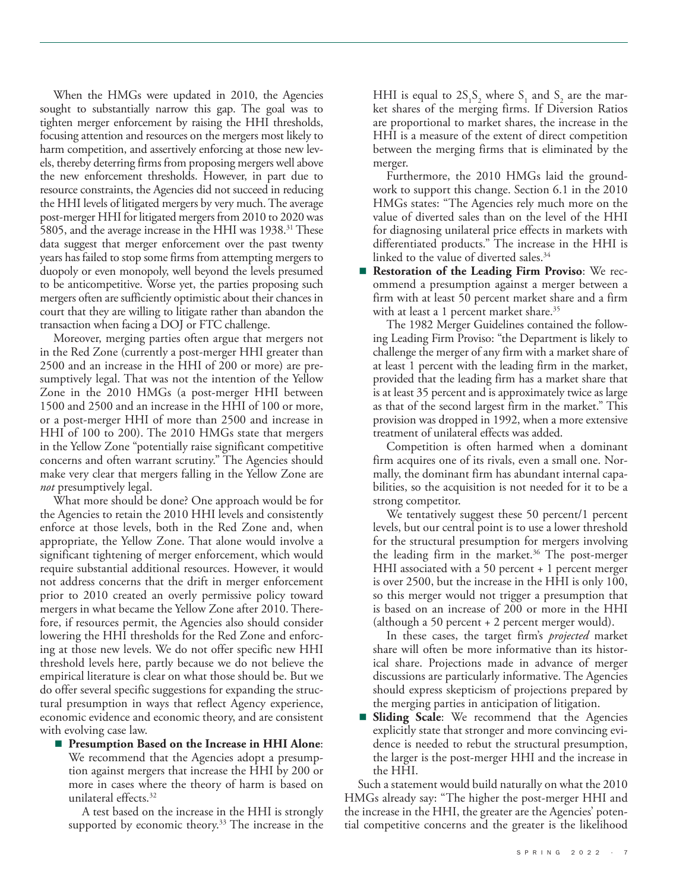When the HMGs were updated in 2010, the Agencies sought to substantially narrow this gap. The goal was to tighten merger enforcement by raising the HHI thresholds, focusing attention and resources on the mergers most likely to harm competition, and assertively enforcing at those new levels, thereby deterring firms from proposing mergers well above the new enforcement thresholds. However, in part due to resource constraints, the Agencies did not succeed in reducing the HHI levels of litigated mergers by very much. The average post-merger HHI for litigated mergers from 2010 to 2020 was 5805, and the average increase in the HHI was 1938.[31] These data suggest that merger enforcement over the past twenty years has failed to stop some firms from attempting mergers to duopoly or even monopoly, well beyond the levels presumed to be anticompetitive. Worse yet, the parties proposing such mergers often are sufficiently optimistic about their chances in court that they are willing to litigate rather than abandon the transaction when facing a DOJ or FTC challenge.

Moreover, merging parties often argue that mergers not in the Red Zone (currently a post-merger HHI greater than 2500 and an increase in the HHI of 200 or more) are presumptively legal. That was not the intention of the Yellow Zone in the 2010 HMGs (a post-merger HHI between 1500 and 2500 and an increase in the HHI of 100 or more, or a post-merger HHI of more than 2500 and increase in HHI of 100 to 200). The 2010 HMGs state that mergers in the Yellow Zone "potentially raise significant competitive concerns and often warrant scrutiny." The Agencies should make very clear that mergers falling in the Yellow Zone are *not* presumptively legal.

What more should be done? One approach would be for the Agencies to retain the 2010 HHI levels and consistently enforce at those levels, both in the Red Zone and, when appropriate, the Yellow Zone. That alone would involve a significant tightening of merger enforcement, which would require substantial additional resources. However, it would not address concerns that the drift in merger enforcement prior to 2010 created an overly permissive policy toward mergers in what became the Yellow Zone after 2010. Therefore, if resources permit, the Agencies also should consider lowering the HHI thresholds for the Red Zone and enforcing at those new levels. We do not offer specific new HHI threshold levels here, partly because we do not believe the empirical literature is clear on what those should be. But we do offer several specific suggestions for expanding the structural presumption in ways that reflect Agency experience, economic evidence and economic theory, and are consistent with evolving case law.

- **Presumption Based on the Increase in HHI Alone**: We recommend that the Agencies adopt a presumption against mergers that increase the HHI by 200 or more in cases where the theory of harm is based on unilateral effects.[32]

  A test based on the increase in the HHI is strongly supported by economic theory.[33] The increase in the HHI is equal to $2S_1S_2$ where $S_1$ and $S_2$ are the market shares of the merging firms. If Diversion Ratios are proportional to market shares, the increase in the HHI is a measure of the extent of direct competition between the merging firms that is eliminated by the merger.

  Furthermore, the 2010 HMGs laid the groundwork to support this change. Section 6.1 in the 2010 HMGs states: "The Agencies rely much more on the value of diverted sales than on the level of the HHI for diagnosing unilateral price effects in markets with differentiated products." The increase in the HHI is linked to the value of diverted sales.[34]

- **Restoration of the Leading Firm Proviso**: We recommend a presumption against a merger between a firm with at least 50 percent market share and a firm with at least a 1 percent market share.[35]

  The 1982 Merger Guidelines contained the following Leading Firm Proviso: "the Department is likely to challenge the merger of any firm with a market share of at least 1 percent with the leading firm in the market, provided that the leading firm has a market share that is at least 35 percent and is approximately twice as large as that of the second largest firm in the market." This provision was dropped in 1992, when a more extensive treatment of unilateral effects was added.

  Competition is often harmed when a dominant firm acquires one of its rivals, even a small one. Normally, the dominant firm has abundant internal capabilities, so the acquisition is not needed for it to be a strong competitor.

  We tentatively suggest these 50 percent/1 percent levels, but our central point is to use a lower threshold for the structural presumption for mergers involving the leading firm in the market.[36] The post-merger HHI associated with a 50 percent + 1 percent merger is over 2500, but the increase in the HHI is only 100, so this merger would not trigger a presumption that is based on an increase of 200 or more in the HHI (although a 50 percent + 2 percent merger would).

  In these cases, the target firm's *projected* market share will often be more informative than its historical share. Projections made in advance of merger discussions are particularly informative. The Agencies should express skepticism of projections prepared by the merging parties in anticipation of litigation.

- **Sliding Scale**: We recommend that the Agencies explicitly state that stronger and more convincing evidence is needed to rebut the structural presumption, the larger is the post-merger HHI and the increase in the HHI.

Such a statement would build naturally on what the 2010 HMGs already say: "The higher the post-merger HHI and the increase in the HHI, the greater are the Agencies' potential competitive concerns and the greater is the likelihood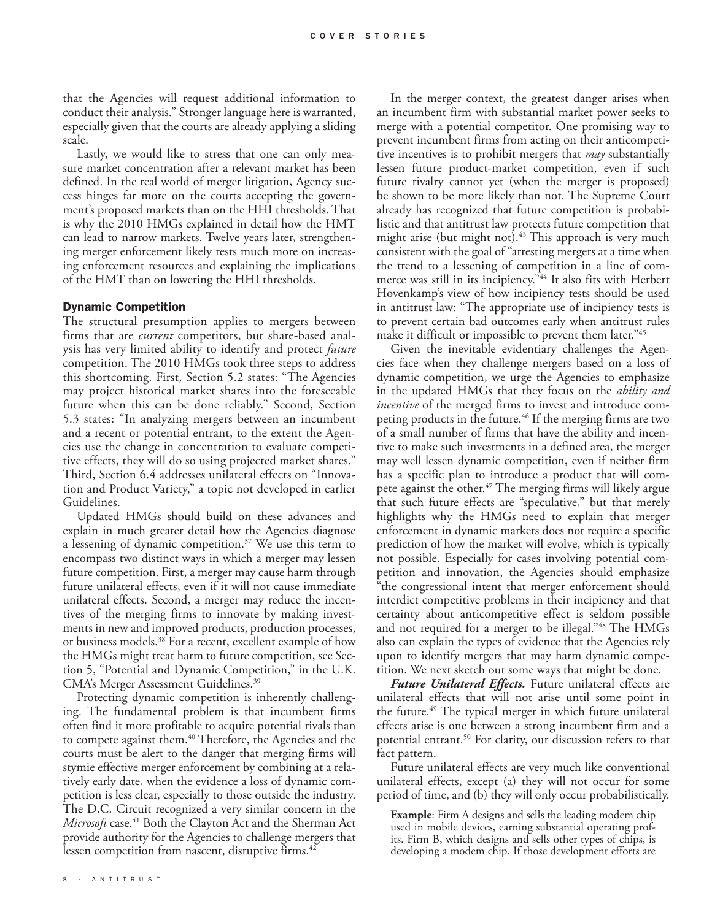that the Agencies will request additional information to conduct their analysis." Stronger language here is warranted, especially given that the courts are already applying a sliding scale.

Lastly, we would like to stress that one can only measure market concentration after a relevant market has been defined. In the real world of merger litigation, Agency success hinges far more on the courts accepting the government's proposed markets than on the HHI thresholds. That is why the 2010 HMGs explained in detail how the HMT can lead to narrow markets. Twelve years later, strengthening merger enforcement likely rests much more on increasing enforcement resources and explaining the implications of the HMT than on lowering the HHI thresholds.

## Dynamic Competition

The structural presumption applies to mergers between firms that are *current* competitors, but share-based analysis has very limited ability to identify and protect *future* competition. The 2010 HMGs took three steps to address this shortcoming. First, Section 5.2 states: "The Agencies may project historical market shares into the foreseeable future when this can be done reliably." Second, Section 5.3 states: "In analyzing mergers between an incumbent and a recent or potential entrant, to the extent the Agencies use the change in concentration to evaluate competitive effects, they will do so using projected market shares." Third, Section 6.4 addresses unilateral effects on "Innovation and Product Variety," a topic not developed in earlier Guidelines.

Updated HMGs should build on these advances and explain in much greater detail how the Agencies diagnose a lessening of dynamic competition.[37] We use this term to encompass two distinct ways in which a merger may lessen future competition. First, a merger may cause harm through future unilateral effects, even if it will not cause immediate unilateral effects. Second, a merger may reduce the incentives of the merging firms to innovate by making investments in new and improved products, production processes, or business models.[38] For a recent, excellent example of how the HMGs might treat harm to future competition, see Section 5, "Potential and Dynamic Competition," in the U.K. CMA's Merger Assessment Guidelines.[39]

Protecting dynamic competition is inherently challenging. The fundamental problem is that incumbent firms often find it more profitable to acquire potential rivals than to compete against them.[40] Therefore, the Agencies and the courts must be alert to the danger that merging firms will stymie effective merger enforcement by combining at a relatively early date, when the evidence a loss of dynamic competition is less clear, especially to those outside the industry. The D.C. Circuit recognized a very similar concern in the *Microsoft* case.[41] Both the Clayton Act and the Sherman Act provide authority for the Agencies to challenge mergers that lessen competition from nascent, disruptive firms.[42]

In the merger context, the greatest danger arises when an incumbent firm with substantial market power seeks to merge with a potential competitor. One promising way to prevent incumbent firms from acting on their anticompetitive incentives is to prohibit mergers that *may* substantially lessen future product-market competition, even if such future rivalry cannot yet (when the merger is proposed) be shown to be more likely than not. The Supreme Court already has recognized that future competition is probabilistic and that antitrust law protects future competition that might arise (but might not).[43] This approach is very much consistent with the goal of "arresting mergers at a time when the trend to a lessening of competition in a line of commerce was still in its incipiency."[44] It also fits with Herbert Hovenkamp's view of how incipiency tests should be used in antitrust law: "The appropriate use of incipiency tests is to prevent certain bad outcomes early when antitrust rules make it difficult or impossible to prevent them later."[45]

Given the inevitable evidentiary challenges the Agencies face when they challenge mergers based on a loss of dynamic competition, we urge the Agencies to emphasize in the updated HMGs that they focus on the *ability and incentive* of the merged firms to invest and introduce competing products in the future.[46] If the merging firms are two of a small number of firms that have the ability and incentive to make such investments in a defined area, the merger may well lessen dynamic competition, even if neither firm has a specific plan to introduce a product that will compete against the other.[47] The merging firms will likely argue that such future effects are "speculative," but that merely highlights why the HMGs need to explain that merger enforcement in dynamic markets does not require a specific prediction of how the market will evolve, which is typically not possible. Especially for cases involving potential competition and innovation, the Agencies should emphasize "the congressional intent that merger enforcement should interdict competitive problems in their incipiency and that certainty about anticompetitive effect is seldom possible and not required for a merger to be illegal."[48] The HMGs also can explain the types of evidence that the Agencies rely upon to identify mergers that may harm dynamic competition. We next sketch out some ways that might be done.

***Future Unilateral Effects.*** Future unilateral effects are unilateral effects that will not arise until some point in the future.[49] The typical merger in which future unilateral effects arise is one between a strong incumbent firm and a potential entrant.[50] For clarity, our discussion refers to that fact pattern.

Future unilateral effects are very much like conventional unilateral effects, except (a) they will not occur for some period of time, and (b) they will only occur probabilistically.

> **Example**: Firm A designs and sells the leading modem chip used in mobile devices, earning substantial operating profits. Firm B, which designs and sells other types of chips, is developing a modem chip. If those development efforts are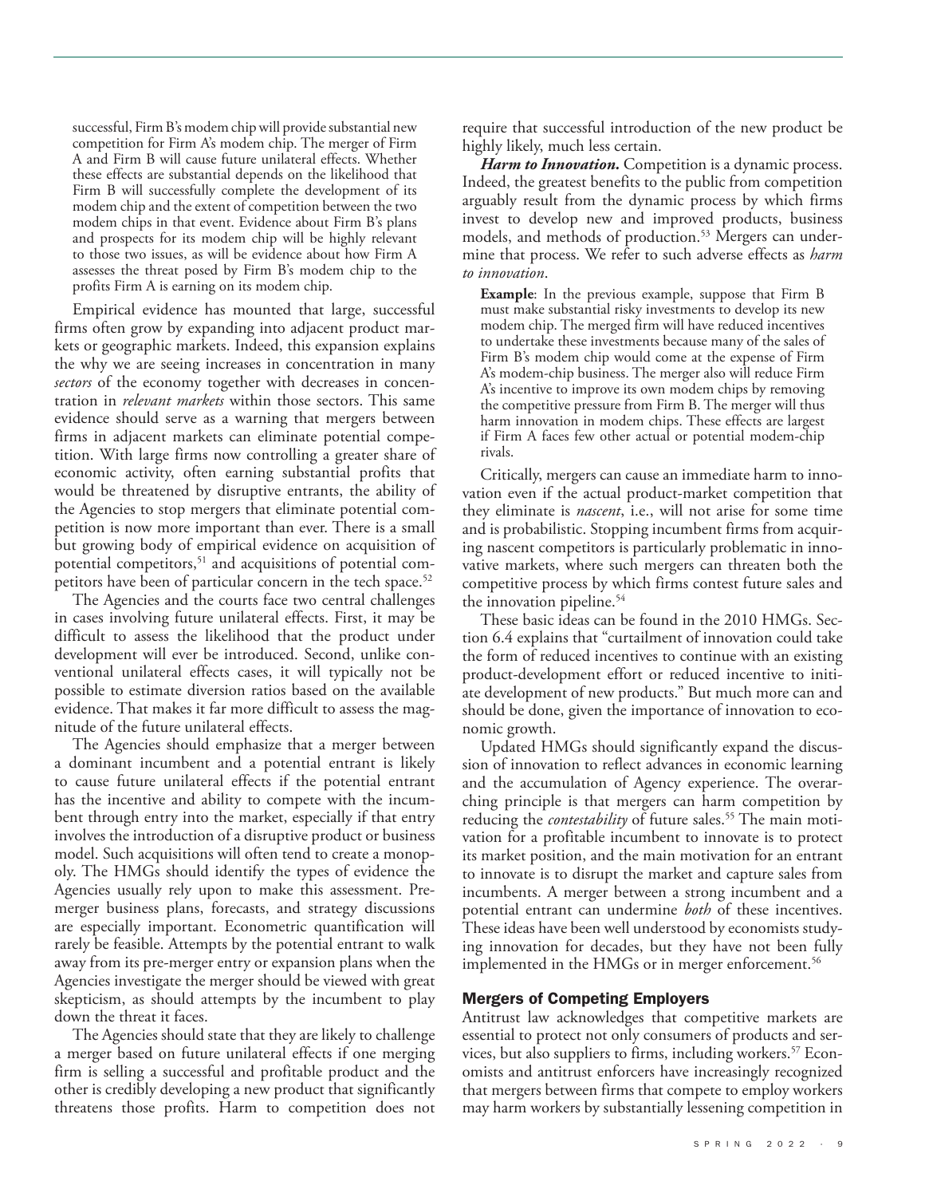successful, Firm B's modem chip will provide substantial new competition for Firm A's modem chip. The merger of Firm A and Firm B will cause future unilateral effects. Whether these effects are substantial depends on the likelihood that Firm B will successfully complete the development of its modem chip and the extent of competition between the two modem chips in that event. Evidence about Firm B's plans and prospects for its modem chip will be highly relevant to those two issues, as will be evidence about how Firm A assesses the threat posed by Firm B's modem chip to the profits Firm A is earning on its modem chip.

Empirical evidence has mounted that large, successful firms often grow by expanding into adjacent product markets or geographic markets. Indeed, this expansion explains the why we are seeing increases in concentration in many *sectors* of the economy together with decreases in concentration in *relevant markets* within those sectors. This same evidence should serve as a warning that mergers between firms in adjacent markets can eliminate potential competition. With large firms now controlling a greater share of economic activity, often earning substantial profits that would be threatened by disruptive entrants, the ability of the Agencies to stop mergers that eliminate potential competition is now more important than ever. There is a small but growing body of empirical evidence on acquisition of potential competitors,[51] and acquisitions of potential competitors have been of particular concern in the tech space.[52]

The Agencies and the courts face two central challenges in cases involving future unilateral effects. First, it may be difficult to assess the likelihood that the product under development will ever be introduced. Second, unlike conventional unilateral effects cases, it will typically not be possible to estimate diversion ratios based on the available evidence. That makes it far more difficult to assess the magnitude of the future unilateral effects.

The Agencies should emphasize that a merger between a dominant incumbent and a potential entrant is likely to cause future unilateral effects if the potential entrant has the incentive and ability to compete with the incumbent through entry into the market, especially if that entry involves the introduction of a disruptive product or business model. Such acquisitions will often tend to create a monopoly. The HMGs should identify the types of evidence the Agencies usually rely upon to make this assessment. Pre-merger business plans, forecasts, and strategy discussions are especially important. Econometric quantification will rarely be feasible. Attempts by the potential entrant to walk away from its pre-merger entry or expansion plans when the Agencies investigate the merger should be viewed with great skepticism, as should attempts by the incumbent to play down the threat it faces.

The Agencies should state that they are likely to challenge a merger based on future unilateral effects if one merging firm is selling a successful and profitable product and the other is credibly developing a new product that significantly threatens those profits. Harm to competition does not require that successful introduction of the new product be highly likely, much less certain.

***Harm to Innovation.*** Competition is a dynamic process. Indeed, the greatest benefits to the public from competition arguably result from the dynamic process by which firms invest to develop new and improved products, business models, and methods of production.[53] Mergers can undermine that process. We refer to such adverse effects as *harm to innovation*.

> **Example**: In the previous example, suppose that Firm B must make substantial risky investments to develop its new modem chip. The merged firm will have reduced incentives to undertake these investments because many of the sales of Firm B's modem chip would come at the expense of Firm A's modem-chip business. The merger also will reduce Firm A's incentive to improve its own modem chips by removing the competitive pressure from Firm B. The merger will thus harm innovation in modem chips. These effects are largest if Firm A faces few other actual or potential modem-chip rivals.

Critically, mergers can cause an immediate harm to innovation even if the actual product-market competition that they eliminate is *nascent*, i.e., will not arise for some time and is probabilistic. Stopping incumbent firms from acquiring nascent competitors is particularly problematic in innovative markets, where such mergers can threaten both the competitive process by which firms contest future sales and the innovation pipeline.[54]

These basic ideas can be found in the 2010 HMGs. Section 6.4 explains that "curtailment of innovation could take the form of reduced incentives to continue with an existing product-development effort or reduced incentive to initiate development of new products." But much more can and should be done, given the importance of innovation to economic growth.

Updated HMGs should significantly expand the discussion of innovation to reflect advances in economic learning and the accumulation of Agency experience. The overarching principle is that mergers can harm competition by reducing the *contestability* of future sales.[55] The main motivation for a profitable incumbent to innovate is to protect its market position, and the main motivation for an entrant to innovate is to disrupt the market and capture sales from incumbents. A merger between a strong incumbent and a potential entrant can undermine *both* of these incentives. These ideas have been well understood by economists studying innovation for decades, but they have not been fully implemented in the HMGs or in merger enforcement.[56]

## Mergers of Competing Employers

Antitrust law acknowledges that competitive markets are essential to protect not only consumers of products and services, but also suppliers to firms, including workers.[57] Economists and antitrust enforcers have increasingly recognized that mergers between firms that compete to employ workers may harm workers by substantially lessening competition in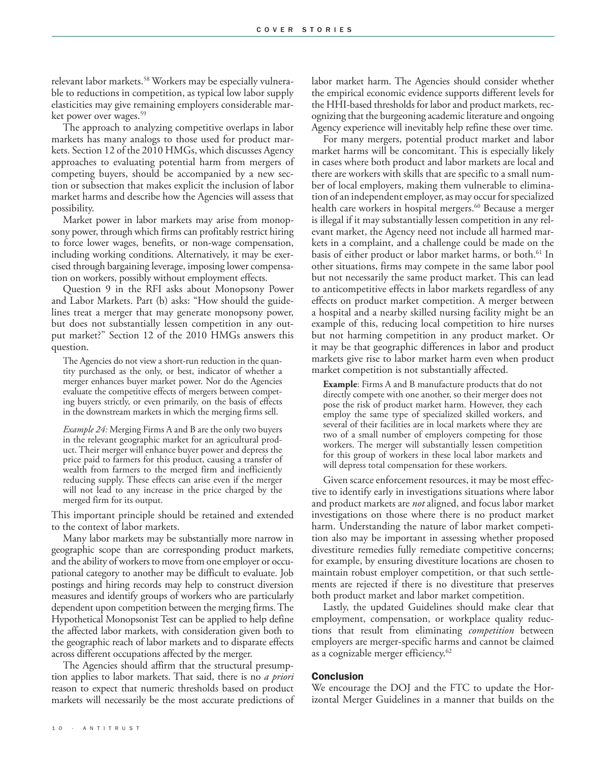relevant labor markets.[58] Workers may be especially vulnerable to reductions in competition, as typical low labor supply elasticities may give remaining employers considerable market power over wages.[59]

The approach to analyzing competitive overlaps in labor markets has many analogs to those used for product markets. Section 12 of the 2010 HMGs, which discusses Agency approaches to evaluating potential harm from mergers of competing buyers, should be accompanied by a new section or subsection that makes explicit the inclusion of labor market harms and describe how the Agencies will assess that possibility.

Market power in labor markets may arise from monopsony power, through which firms can profitably restrict hiring to force lower wages, benefits, or non-wage compensation, including working conditions. Alternatively, it may be exercised through bargaining leverage, imposing lower compensation on workers, possibly without employment effects.

Question 9 in the RFI asks about Monopsony Power and Labor Markets. Part (b) asks: "How should the guidelines treat a merger that may generate monopsony power, but does not substantially lessen competition in any output market?" Section 12 of the 2010 HMGs answers this question.

> The Agencies do not view a short-run reduction in the quantity purchased as the only, or best, indicator of whether a merger enhances buyer market power. Nor do the Agencies evaluate the competitive effects of mergers between competing buyers strictly, or even primarily, on the basis of effects in the downstream markets in which the merging firms sell.
>
> *Example 24:* Merging Firms A and B are the only two buyers in the relevant geographic market for an agricultural product. Their merger will enhance buyer power and depress the price paid to farmers for this product, causing a transfer of wealth from farmers to the merged firm and inefficiently reducing supply. These effects can arise even if the merger will not lead to any increase in the price charged by the merged firm for its output.

This important principle should be retained and extended to the context of labor markets.

Many labor markets may be substantially more narrow in geographic scope than are corresponding product markets, and the ability of workers to move from one employer or occupational category to another may be difficult to evaluate. Job postings and hiring records may help to construct diversion measures and identify groups of workers who are particularly dependent upon competition between the merging firms. The Hypothetical Monopsonist Test can be applied to help define the affected labor markets, with consideration given both to the geographic reach of labor markets and to disparate effects across different occupations affected by the merger.

The Agencies should affirm that the structural presumption applies to labor markets. That said, there is no *a priori* reason to expect that numeric thresholds based on product markets will necessarily be the most accurate predictions of labor market harm. The Agencies should consider whether the empirical economic evidence supports different levels for the HHI-based thresholds for labor and product markets, recognizing that the burgeoning academic literature and ongoing Agency experience will inevitably help refine these over time.

For many mergers, potential product market and labor market harms will be concomitant. This is especially likely in cases where both product and labor markets are local and there are workers with skills that are specific to a small number of local employers, making them vulnerable to elimination of an independent employer, as may occur for specialized health care workers in hospital mergers.[60] Because a merger is illegal if it may substantially lessen competition in any relevant market, the Agency need not include all harmed markets in a complaint, and a challenge could be made on the basis of either product or labor market harms, or both.[61] In other situations, firms may compete in the same labor pool but not necessarily the same product market. This can lead to anticompetitive effects in labor markets regardless of any effects on product market competition. A merger between a hospital and a nearby skilled nursing facility might be an example of this, reducing local competition to hire nurses but not harming competition in any product market. Or it may be that geographic differences in labor and product markets give rise to labor market harm even when product market competition is not substantially affected.

> **Example**: Firms A and B manufacture products that do not directly compete with one another, so their merger does not pose the risk of product market harm. However, they each employ the same type of specialized skilled workers, and several of their facilities are in local markets where they are two of a small number of employers competing for those workers. The merger will substantially lessen competition for this group of workers in these local labor markets and will depress total compensation for these workers.

Given scarce enforcement resources, it may be most effective to identify early in investigations situations where labor and product markets are *not* aligned, and focus labor market investigations on those where there is no product market harm. Understanding the nature of labor market competition also may be important in assessing whether proposed divestiture remedies fully remediate competitive concerns; for example, by ensuring divestiture locations are chosen to maintain robust employer competition, or that such settlements are rejected if there is no divestiture that preserves both product market and labor market competition.

Lastly, the updated Guidelines should make clear that employment, compensation, or workplace quality reductions that result from eliminating *competition* between employers are merger-specific harms and cannot be claimed as a cognizable merger efficiency.[62]

## Conclusion

We encourage the DOJ and the FTC to update the Horizontal Merger Guidelines in a manner that builds on the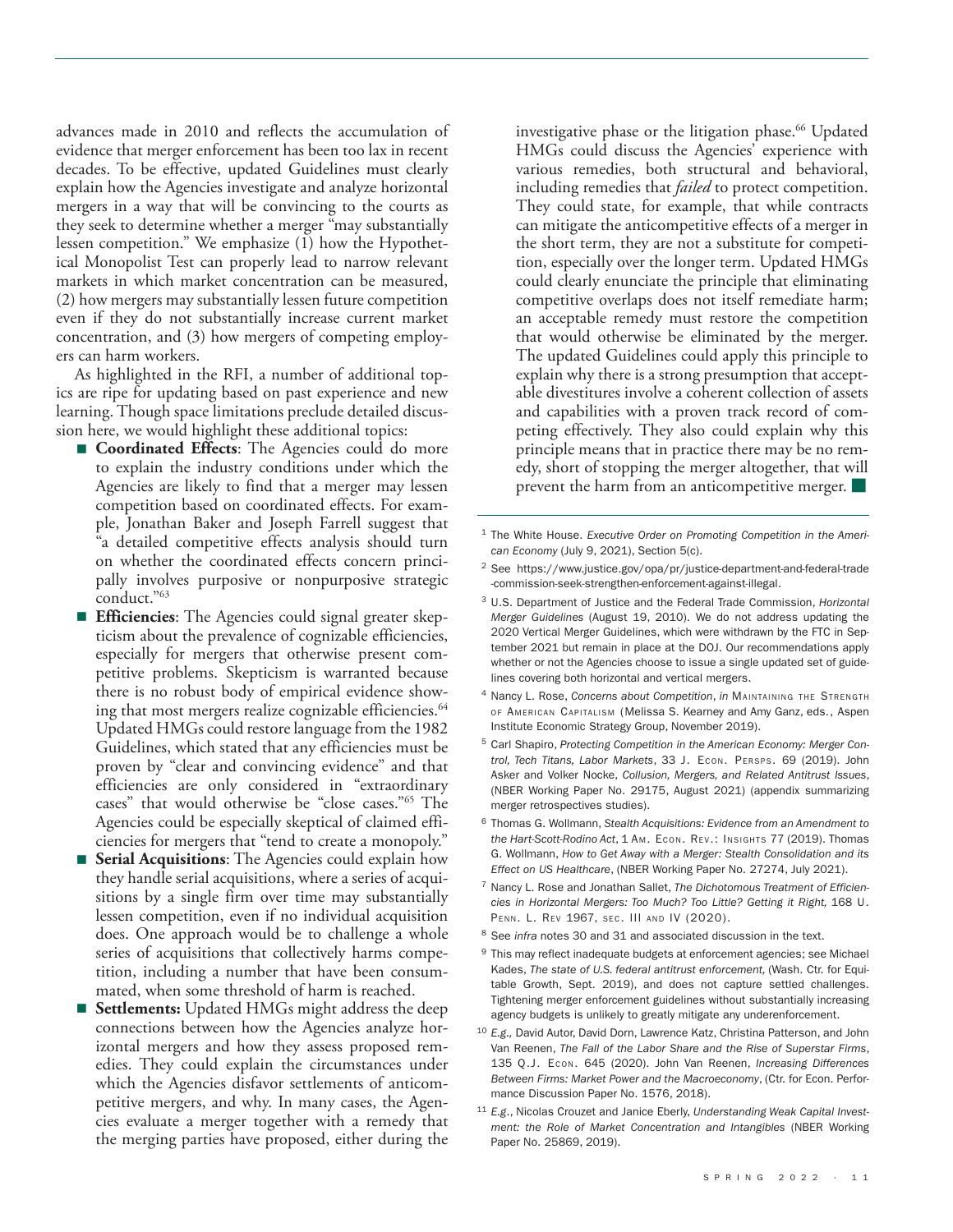advances made in 2010 and reflects the accumulation of evidence that merger enforcement has been too lax in recent decades. To be effective, updated Guidelines must clearly explain how the Agencies investigate and analyze horizontal mergers in a way that will be convincing to the courts as they seek to determine whether a merger "may substantially lessen competition." We emphasize (1) how the Hypothetical Monopolist Test can properly lead to narrow relevant markets in which market concentration can be measured, (2) how mergers may substantially lessen future competition even if they do not substantially increase current market concentration, and (3) how mergers of competing employers can harm workers.

As highlighted in the RFI, a number of additional topics are ripe for updating based on past experience and new learning. Though space limitations preclude detailed discussion here, we would highlight these additional topics:

- **Coordinated Effects**: The Agencies could do more to explain the industry conditions under which the Agencies are likely to find that a merger may lessen competition based on coordinated effects. For example, Jonathan Baker and Joseph Farrell suggest that "a detailed competitive effects analysis should turn on whether the coordinated effects concern principally involves purposive or nonpurposive strategic conduct."[63]
- **Efficiencies**: The Agencies could signal greater skepticism about the prevalence of cognizable efficiencies, especially for mergers that otherwise present competitive problems. Skepticism is warranted because there is no robust body of empirical evidence showing that most mergers realize cognizable efficiencies.[64] Updated HMGs could restore language from the 1982 Guidelines, which stated that any efficiencies must be proven by "clear and convincing evidence" and that efficiencies are only considered in "extraordinary cases" that would otherwise be "close cases."[65] The Agencies could be especially skeptical of claimed efficiencies for mergers that "tend to create a monopoly."
- **Serial Acquisitions**: The Agencies could explain how they handle serial acquisitions, where a series of acquisitions by a single firm over time may substantially lessen competition, even if no individual acquisition does. One approach would be to challenge a whole series of acquisitions that collectively harms competition, including a number that have been consummated, when some threshold of harm is reached.
- **Settlements:** Updated HMGs might address the deep connections between how the Agencies analyze horizontal mergers and how they assess proposed remedies. They could explain the circumstances under which the Agencies disfavor settlements of anticompetitive mergers, and why. In many cases, the Agencies evaluate a merger together with a remedy that the merging parties have proposed, either during the investigative phase or the litigation phase.[66] Updated HMGs could discuss the Agencies' experience with various remedies, both structural and behavioral, including remedies that *failed* to protect competition. They could state, for example, that while contracts can mitigate the anticompetitive effects of a merger in the short term, they are not a substitute for competition, especially over the longer term. Updated HMGs could clearly enunciate the principle that eliminating competitive overlaps does not itself remediate harm; an acceptable remedy must restore the competition that would otherwise be eliminated by the merger. The updated Guidelines could apply this principle to explain why there is a strong presumption that acceptable divestitures involve a coherent collection of assets and capabilities with a proven track record of competing effectively. They also could explain why this principle means that in practice there may be no remedy, short of stopping the merger altogether, that will prevent the harm from an anticompetitive merger. ■

---

1 The White House. *Executive Order on Promoting Competition in the American Economy* (July 9, 2021), Section 5(c).

2 See https://www.justice.gov/opa/pr/justice-department-and-federal-trade-commission-seek-strengthen-enforcement-against-illegal.

3 U.S. Department of Justice and the Federal Trade Commission, *Horizontal Merger Guidelines* (August 19, 2010). We do not address updating the 2020 Vertical Merger Guidelines, which were withdrawn by the FTC in September 2021 but remain in place at the DOJ. Our recommendations apply whether or not the Agencies choose to issue a single updated set of guidelines covering both horizontal and vertical mergers.

4 Nancy L. Rose, *Concerns about Competition*, *in* Maintaining the Strength of American Capitalism (Melissa S. Kearney and Amy Ganz, eds., Aspen Institute Economic Strategy Group, November 2019).

5 Carl Shapiro, *Protecting Competition in the American Economy: Merger Control, Tech Titans, Labor Markets*, 33 J. Econ. Persps. 69 (2019). John Asker and Volker Nocke, *Collusion, Mergers, and Related Antitrust Issues*, (NBER Working Paper No. 29175, August 2021) (appendix summarizing merger retrospectives studies).

6 Thomas G. Wollmann, *Stealth Acquisitions: Evidence from an Amendment to the Hart-Scott-Rodino Act*, 1 Am. Econ. Rev.: Insights 77 (2019). Thomas G. Wollmann, *How to Get Away with a Merger: Stealth Consolidation and its Effect on US Healthcare*, (NBER Working Paper No. 27274, July 2021).

7 Nancy L. Rose and Jonathan Sallet, *The Dichotomous Treatment of Efficiencies in Horizontal Mergers: Too Much? Too Little? Getting it Right,* 168 U. Penn. L. Rev 1967, sec. III and IV (2020).

8 See *infra* notes 30 and 31 and associated discussion in the text.

9 This may reflect inadequate budgets at enforcement agencies; see Michael Kades, *The state of U.S. federal antitrust enforcement,* (Wash. Ctr. for Equitable Growth, Sept. 2019), and does not capture settled challenges. Tightening merger enforcement guidelines without substantially increasing agency budgets is unlikely to greatly mitigate any underenforcement.

10 *E.g.,* David Autor, David Dorn, Lawrence Katz, Christina Patterson, and John Van Reenen, *The Fall of the Labor Share and the Rise of Superstar Firms*, 135 Q.J. Econ. 645 (2020). John Van Reenen, *Increasing Differences Between Firms: Market Power and the Macroeconomy*, (Ctr. for Econ. Performance Discussion Paper No. 1576, 2018).

11 *E.g.*, Nicolas Crouzet and Janice Eberly, *Understanding Weak Capital Investment: the Role of Market Concentration and Intangibles* (NBER Working Paper No. 25869, 2019).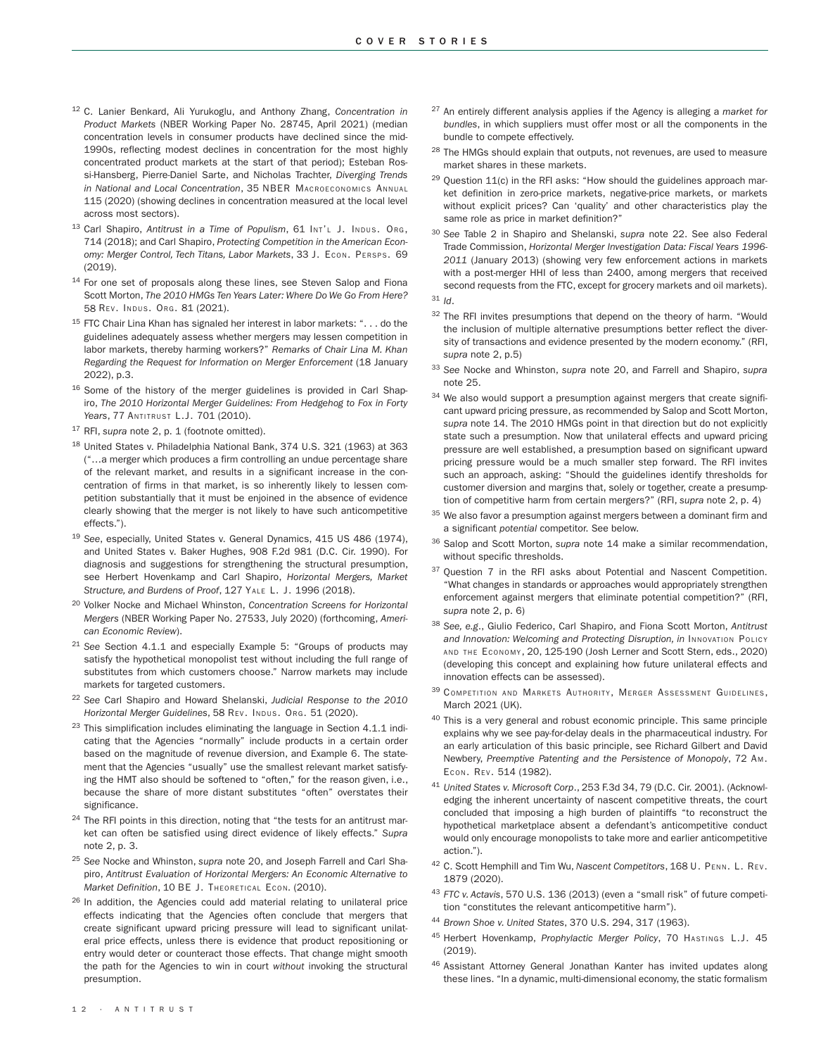[12] C. Lanier Benkard, Ali Yurukoglu, and Anthony Zhang, *Concentration in Product Markets* (NBER Working Paper No. 28745, April 2021) (median concentration levels in consumer products have declined since the mid-1990s, reflecting modest declines in concentration for the most highly concentrated product markets at the start of that period); Esteban Rossi-Hansberg, Pierre-Daniel Sarte, and Nicholas Trachter, *Diverging Trends in National and Local Concentration*, 35 NBER Macroeconomics Annual 115 (2020) (showing declines in concentration measured at the local level across most sectors).

[13] Carl Shapiro, *Antitrust in a Time of Populism*, 61 Int'l J. Indus. Org, 714 (2018); and Carl Shapiro, *Protecting Competition in the American Economy: Merger Control, Tech Titans, Labor Markets*, 33 J. Econ. Persps. 69 (2019).

[14] For one set of proposals along these lines, see Steven Salop and Fiona Scott Morton, *The 2010 HMGs Ten Years Later: Where Do We Go From Here?* 58 Rev. Indus. Org. 81 (2021).

[15] FTC Chair Lina Khan has signaled her interest in labor markets: ". . . do the guidelines adequately assess whether mergers may lessen competition in labor markets, thereby harming workers?" *Remarks of Chair Lina M. Khan Regarding the Request for Information on Merger Enforcement* (18 January 2022), p.3.

[16] Some of the history of the merger guidelines is provided in Carl Shapiro, *The 2010 Horizontal Merger Guidelines: From Hedgehog to Fox in Forty Years*, 77 Antitrust L.J. 701 (2010).

[17] RFI, *supra* note 2, p. 1 (footnote omitted).

[18] United States v. Philadelphia National Bank, 374 U.S. 321 (1963) at 363 ("…a merger which produces a firm controlling an undue percentage share of the relevant market, and results in a significant increase in the concentration of firms in that market, is so inherently likely to lessen competition substantially that it must be enjoined in the absence of evidence clearly showing that the merger is not likely to have such anticompetitive effects.").

[19] *See*, especially, United States v. General Dynamics, 415 US 486 (1974), and United States v. Baker Hughes, 908 F.2d 981 (D.C. Cir. 1990). For diagnosis and suggestions for strengthening the structural presumption, see Herbert Hovenkamp and Carl Shapiro, *Horizontal Mergers, Market Structure, and Burdens of Proof*, 127 Yale L. J. 1996 (2018).

[20] Volker Nocke and Michael Whinston, *Concentration Screens for Horizontal Mergers* (NBER Working Paper No. 27533, July 2020) (forthcoming, *American Economic Review*).

[21] *See* Section 4.1.1 and especially Example 5: "Groups of products may satisfy the hypothetical monopolist test without including the full range of substitutes from which customers choose." Narrow markets may include markets for targeted customers.

[22] *See* Carl Shapiro and Howard Shelanski, *Judicial Response to the 2010 Horizontal Merger Guidelines*, 58 Rev. Indus. Org. 51 (2020).

[23] This simplification includes eliminating the language in Section 4.1.1 indicating that the Agencies "normally" include products in a certain order based on the magnitude of revenue diversion, and Example 6. The statement that the Agencies "usually" use the smallest relevant market satisfying the HMT also should be softened to "often," for the reason given, i.e., because the share of more distant substitutes "often" overstates their significance.

[24] The RFI points in this direction, noting that "the tests for an antitrust market can often be satisfied using direct evidence of likely effects." *Supra* note 2, p. 3.

[25] *See* Nocke and Whinston, *supra* note 20, and Joseph Farrell and Carl Shapiro, *Antitrust Evaluation of Horizontal Mergers: An Economic Alternative to Market Definition*, 10 BE J. Theoretical Econ. (2010).

[26] In addition, the Agencies could add material relating to unilateral price effects indicating that the Agencies often conclude that mergers that create significant upward pricing pressure will lead to significant unilateral price effects, unless there is evidence that product repositioning or entry would deter or counteract those effects. That change might smooth the path for the Agencies to win in court *without* invoking the structural presumption.

[27] An entirely different analysis applies if the Agency is alleging a *market for bundles*, in which suppliers must offer most or all the components in the bundle to compete effectively.

[28] The HMGs should explain that outputs, not revenues, are used to measure market shares in these markets.

[29] Question 11(c) in the RFI asks: "How should the guidelines approach market definition in zero-price markets, negative-price markets, or markets without explicit prices? Can 'quality' and other characteristics play the same role as price in market definition?"

[30] *See* Table 2 in Shapiro and Shelanski, *supra* note 22. See also Federal Trade Commission, *Horizontal Merger Investigation Data: Fiscal Years 1996-2011* (January 2013) (showing very few enforcement actions in markets with a post-merger HHI of less than 2400, among mergers that received second requests from the FTC, except for grocery markets and oil markets).

[31] *Id*.

[32] The RFI invites presumptions that depend on the theory of harm. "Would the inclusion of multiple alternative presumptions better reflect the diversity of transactions and evidence presented by the modern economy." (RFI, *supra* note 2, p.5)

[33] *See* Nocke and Whinston, *supra* note 20, and Farrell and Shapiro, *supra* note 25.

[34] We also would support a presumption against mergers that create significant upward pricing pressure, as recommended by Salop and Scott Morton, *supra* note 14. The 2010 HMGs point in that direction but do not explicitly state such a presumption. Now that unilateral effects and upward pricing pressure are well established, a presumption based on significant upward pricing pressure would be a much smaller step forward. The RFI invites such an approach, asking: "Should the guidelines identify thresholds for customer diversion and margins that, solely or together, create a presumption of competitive harm from certain mergers?" (RFI, *supra* note 2, p. 4)

[35] We also favor a presumption against mergers between a dominant firm and a significant *potential* competitor. See below.

[36] Salop and Scott Morton, *supra* note 14 make a similar recommendation, without specific thresholds.

[37] Question 7 in the RFI asks about Potential and Nascent Competition. "What changes in standards or approaches would appropriately strengthen enforcement against mergers that eliminate potential competition?" (RFI, *supra* note 2, p. 6)

[38] *See, e.g*., Giulio Federico, Carl Shapiro, and Fiona Scott Morton, *Antitrust and Innovation: Welcoming and Protecting Disruption, in* Innovation Policy and the Economy, 20, 125-190 (Josh Lerner and Scott Stern, eds., 2020) (developing this concept and explaining how future unilateral effects and innovation effects can be assessed).

[39] Competition and Markets Authority, Merger Assessment Guidelines, March 2021 (UK).

[40] This is a very general and robust economic principle. This same principle explains why we see pay-for-delay deals in the pharmaceutical industry. For an early articulation of this basic principle, see Richard Gilbert and David Newbery, *Preemptive Patenting and the Persistence of Monopoly*, 72 Am. Econ. Rev. 514 (1982).

[41] *United States v. Microsoft Corp*., 253 F.3d 34, 79 (D.C. Cir. 2001). (Acknowledging the inherent uncertainty of nascent competitive threats, the court concluded that imposing a high burden of plaintiffs "to reconstruct the hypothetical marketplace absent a defendant's anticompetitive conduct would only encourage monopolists to take more and earlier anticompetitive action.").

[42] C. Scott Hemphill and Tim Wu, *Nascent Competitors*, 168 U. Penn. L. Rev. 1879 (2020).

[43] *FTC v. Actavis*, 570 U.S. 136 (2013) (even a "small risk" of future competition "constitutes the relevant anticompetitive harm").

[44] *Brown Shoe v. United States*, 370 U.S. 294, 317 (1963).

[45] Herbert Hovenkamp, *Prophylactic Merger Policy*, 70 Hastings L.J. 45 (2019).

[46] Assistant Attorney General Jonathan Kanter has invited updates along these lines. "In a dynamic, multi-dimensional economy, the static formalism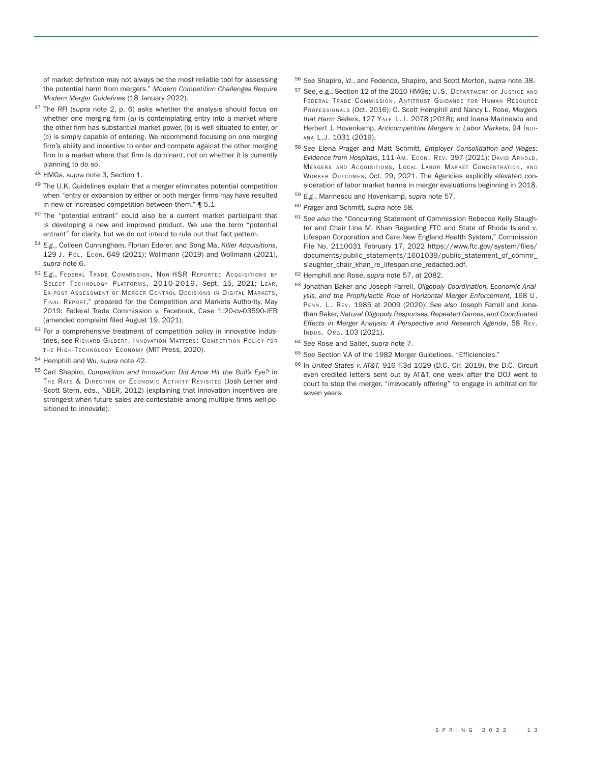of market definition may not always be the most reliable tool for assessing the potential harm from mergers." *Modern Competition Challenges Require Modern Merger Guidelines* (18 January 2022).

[47] The RFI (*supra* note 2, p. 6) asks whether the analysis should focus on whether one merging firm (a) is contemplating entry into a market where the other firm has substantial market power, (b) is well situated to enter, or (c) is simply capable of entering. We recommend focusing on one merging firm's ability and incentive to enter and compete against the other merging firm in a market where that firm is dominant, not on whether it is currently planning to do so.

[48] HMGs, *supra* note 3, Section 1.

[49] The U.K. Guidelines explain that a merger eliminates potential competition when "entry or expansion by either or both merger firms may have resulted in new or increased competition between them." ¶ 5.1

[50] The "potential entrant" could also be a current market participant that is developing a new and improved product. We use the term "potential entrant" for clarity, but we do not intend to rule out that fact pattern.

[51] *E.g.*, Colleen Cunningham, Florian Ederer, and Song Ma, *Killer Acquisitions*, 129 J. Pol. Econ. 649 (2021); Wollmann (2019) and Wollmann (2021), *supra* note 6.

[52] *E.g.*, Federal Trade Commission, Non-HSR Reported Acquisitions by Select Technology Platforms, 2010-2019, Sept. 15, 2021; Lear, Ex-post Assessment of Merger Control Decisions in Digital Markets, Final Report," prepared for the Competition and Markets Authority, May 2019; Federal Trade Commission v. Facebook, Case 1:20-cv-03590-JEB (amended complaint filed August 19, 2021).

[53] For a comprehensive treatment of competition policy in innovative industries, see Richard Gilbert, Innovation Matters: Competition Policy for the High-Technology Economy (MIT Press, 2020).

[54] Hemphill and Wu, *supra* note 42.

[55] Carl Shapiro, *Competition and Innovation: Did Arrow Hit the Bull's Eye?* in The Rate & Direction of Economic Activity Revisited (Josh Lerner and Scott Stern, eds., NBER, 2012) (explaining that innovation incentives are strongest when future sales are contestable among multiple firms well-positioned to innovate).

[56] *See* Shapiro, *id.*, and Federico, Shapiro, and Scott Morton, *supra* note 38.

[57] See, e.g., Section 12 of the 2010 HMGs; U.S. Department of Justice and Federal Trade Commission, Antitrust Guidance for Human Resource Professionals (Oct. 2016); C. Scott Hemphill and Nancy L. Rose, *Mergers that Harm Sellers*, 127 Yale L.J. 2078 (2018); and Ioana Marinescu and Herbert J. Hovenkamp, *Anticompetitive Mergers in Labor Markets*, 94 Indiana L.J. 1031 (2019).

[58] *See* Elena Prager and Matt Schmitt, *Employer Consolidation and Wages: Evidence from Hospitals*, 111 Am. Econ. Rev. 397 (2021); David Arnold, Mergers and Acquisitions, Local Labor Market Concentration, and Worker Outcomes, Oct. 29, 2021. The Agencies explicitly elevated consideration of labor market harms in merger evaluations beginning in 2018.

[59] *E.g.*, Marinescu and Hovenkamp, *supra* note 57.

[60] Prager and Schmitt, *supra* note 58.

[61] *See also* the "Concurring Statement of Commission Rebecca Kelly Slaughter and Chair Lina M. Khan Regarding FTC and State of Rhode Island v. Lifespan Corporation and Care New England Health System," Commission File No. 2110031 February 17, 2022 https://www.ftc.gov/system/files/documents/public_statements/1601039/public_statement_of_commr_slaughter_chair_khan_re_lifespan-cne_redacted.pdf.

[62] Hemphill and Rose, *supra* note 57, at 2082.

[63] Jonathan Baker and Joseph Farrell, *Oligopoly Coordination, Economic Analysis, and the Prophylactic Role of Horizontal Merger Enforcement*, 168 U. Penn. L. Rev. 1985 at 2009 (2020). *See also* Joseph Farrell and Jonathan Baker, *Natural Oligopoly Responses, Repeated Games, and Coordinated Effects in Merger Analysis: A Perspective and Research Agenda*, 58 Rev. Indus. Org. 103 (2021).

[64] *See* Rose and Sallet, *supra* note 7.

[65] *See* Section V.A of the 1982 Merger Guidelines, "Efficiencies."

[66] In *United States v. AT&T,* 916 F.3d 1029 (D.C. Cir. 2019), the D.C. Circuit even credited letters sent out by AT&T, one week after the DOJ went to court to stop the merger, "irrevocably offering" to engage in arbitration for seven years.